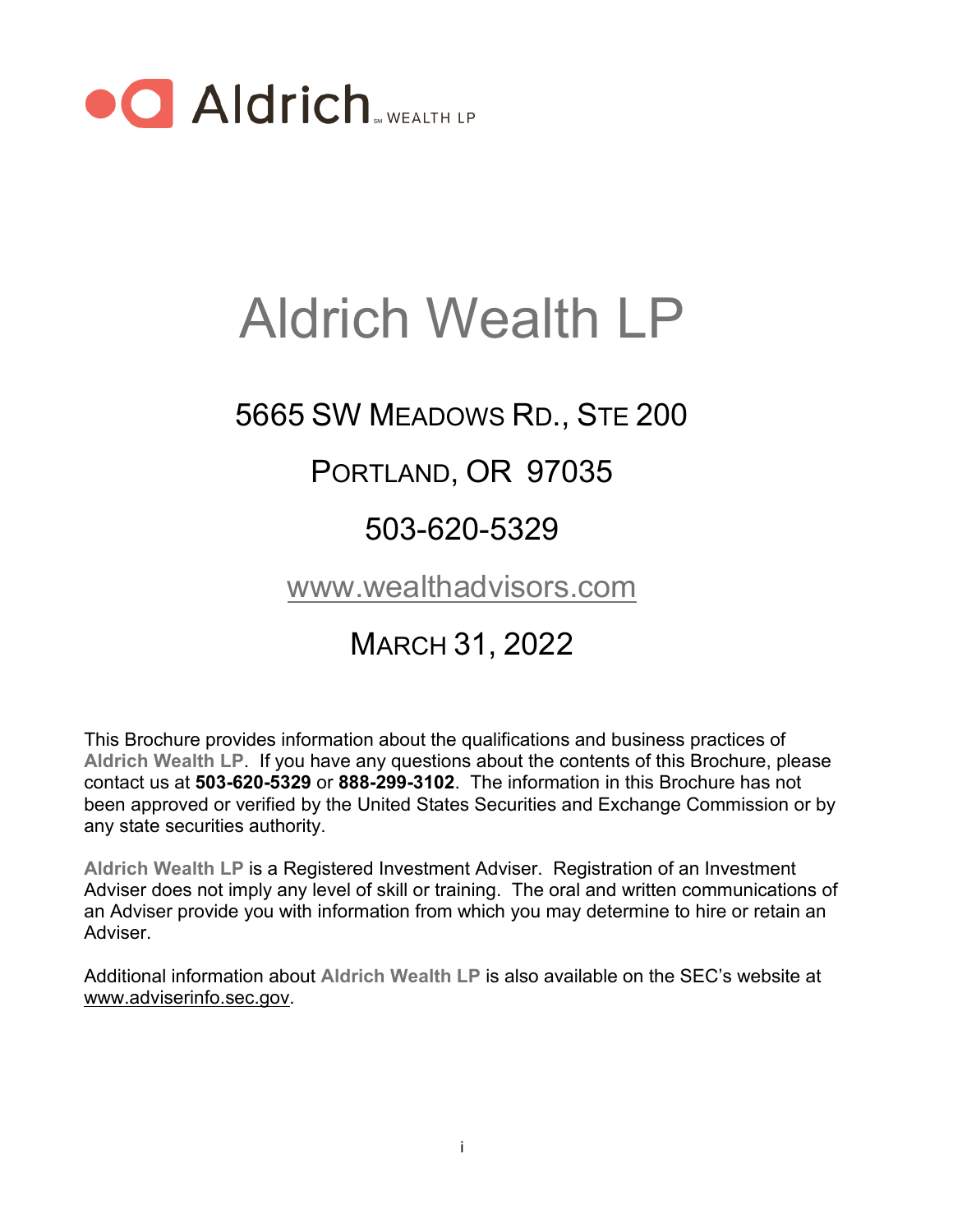Aldrich WEALTH LP

# Aldrich Wealth LP

## 5665 SW Meadows Rd., Ste 200

## Portland, OR 97035

## 503-620-5329

## www.wealthadvisors.com

## March 31, 2022

This Brochure provides information about the qualifications and business practices of **Aldrich Wealth LP**. If you have any questions about the contents of this Brochure, please contact us at **503-620-5329** or **888-299-3102**. The information in this Brochure has not been approved or verified by the United States Securities and Exchange Commission or by any state securities authority.

**Aldrich Wealth LP** is a Registered Investment Adviser. Registration of an Investment Adviser does not imply any level of skill or training. The oral and written communications of an Adviser provide you with information from which you may determine to hire or retain an Adviser.

Additional information about **Aldrich Wealth LP** is also available on the SEC's website at www.adviserinfo.sec.gov.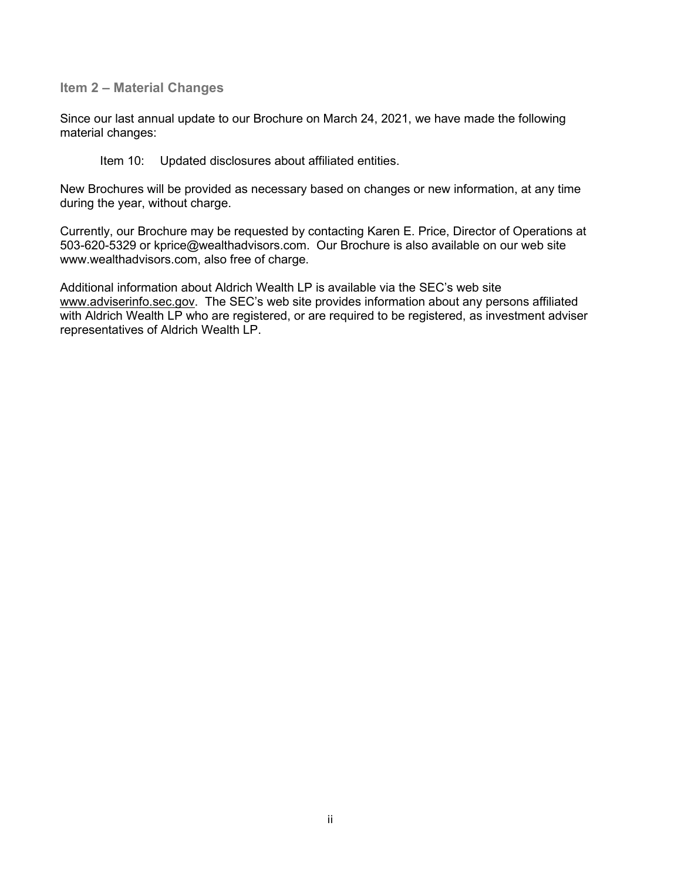## Item 2 – Material Changes

Since our last annual update to our Brochure on March 24, 2021, we have made the following material changes:

Item 10: Updated disclosures about affiliated entities.

New Brochures will be provided as necessary based on changes or new information, at any time during the year, without charge.

Currently, our Brochure may be requested by contacting Karen E. Price, Director of Operations at 503-620-5329 or kprice@wealthadvisors.com. Our Brochure is also available on our web site www.wealthadvisors.com, also free of charge.

Additional information about Aldrich Wealth LP is available via the SEC's web site www.adviserinfo.sec.gov. The SEC's web site provides information about any persons affiliated with Aldrich Wealth LP who are registered, or are required to be registered, as investment adviser representatives of Aldrich Wealth LP.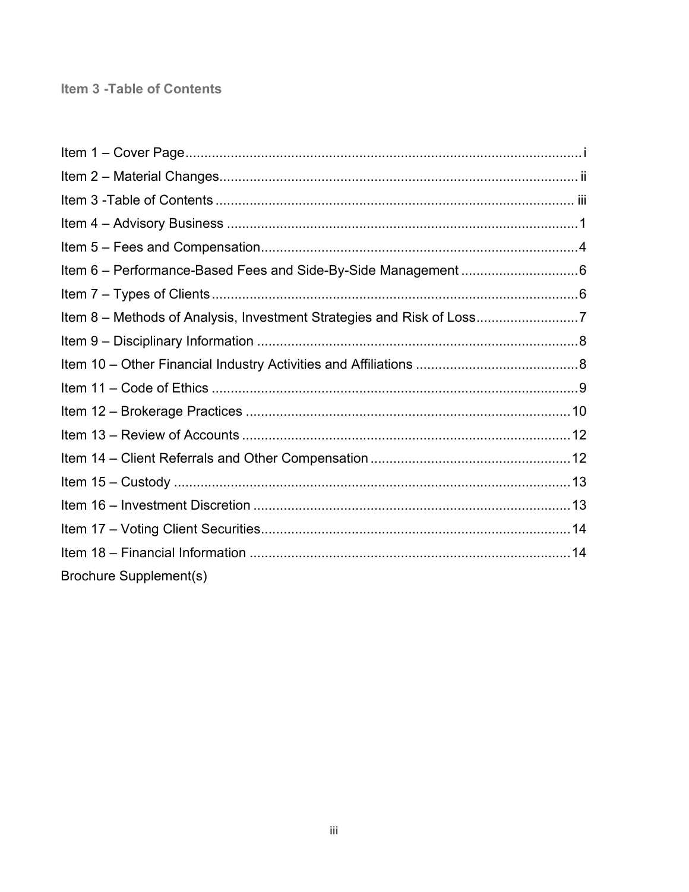## Item 3 -Table of Contents

Item 1 – Cover Page ........................................................................................................ i
Item 2 – Material Changes ............................................................................................. ii
Item 3 -Table of Contents .............................................................................................. iii
Item 4 – Advisory Business ............................................................................................. 1
Item 5 – Fees and Compensation .................................................................................... 4
Item 6 – Performance-Based Fees and Side-By-Side Management ................................ 6
Item 7 – Types of Clients ................................................................................................. 6
Item 8 – Methods of Analysis, Investment Strategies and Risk of Loss ........................... 7
Item 9 – Disciplinary Information ..................................................................................... 8
Item 10 – Other Financial Industry Activities and Affiliations ........................................... 8
Item 11 – Code of Ethics ................................................................................................. 9
Item 12 – Brokerage Practices ....................................................................................... 10
Item 13 – Review of Accounts ........................................................................................ 12
Item 14 – Client Referrals and Other Compensation ..................................................... 12
Item 15 – Custody .......................................................................................................... 13
Item 16 – Investment Discretion .................................................................................... 13
Item 17 – Voting Client Securities .................................................................................. 14
Item 18 – Financial Information ..................................................................................... 14
Brochure Supplement(s)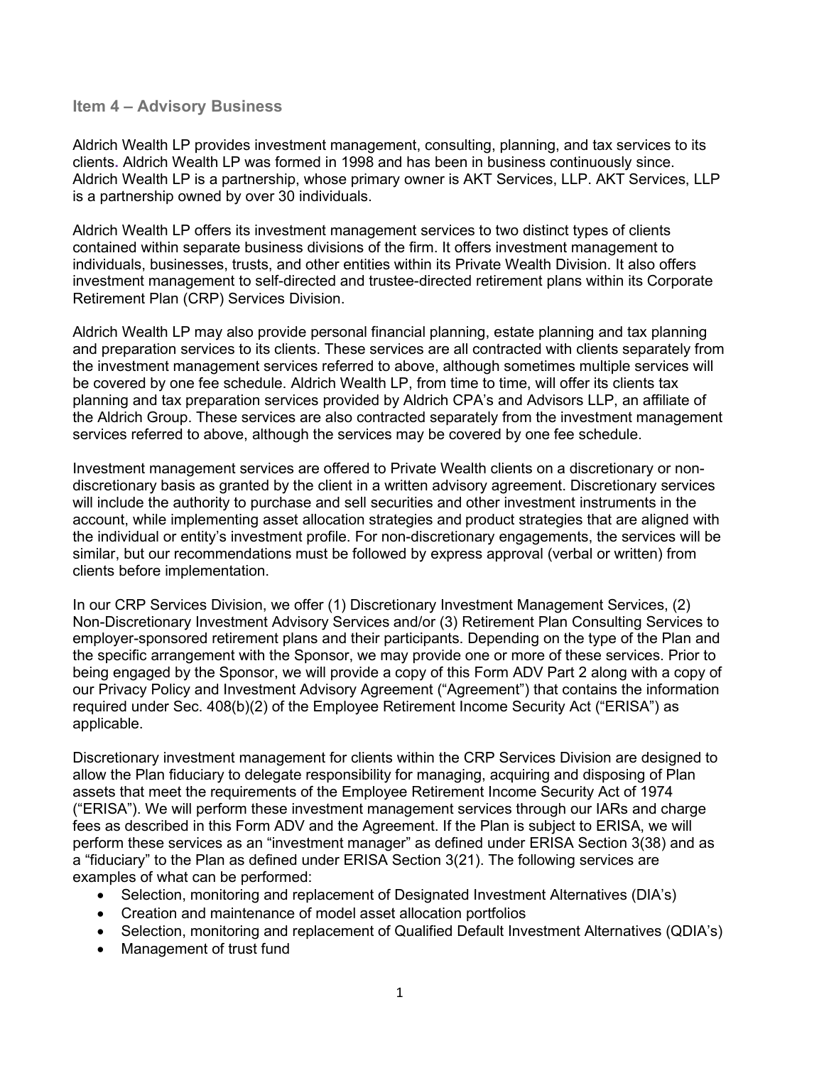## Item 4 – Advisory Business

Aldrich Wealth LP provides investment management, consulting, planning, and tax services to its clients. Aldrich Wealth LP was formed in 1998 and has been in business continuously since. Aldrich Wealth LP is a partnership, whose primary owner is AKT Services, LLP. AKT Services, LLP is a partnership owned by over 30 individuals.

Aldrich Wealth LP offers its investment management services to two distinct types of clients contained within separate business divisions of the firm. It offers investment management to individuals, businesses, trusts, and other entities within its Private Wealth Division. It also offers investment management to self-directed and trustee-directed retirement plans within its Corporate Retirement Plan (CRP) Services Division.

Aldrich Wealth LP may also provide personal financial planning, estate planning and tax planning and preparation services to its clients. These services are all contracted with clients separately from the investment management services referred to above, although sometimes multiple services will be covered by one fee schedule. Aldrich Wealth LP, from time to time, will offer its clients tax planning and tax preparation services provided by Aldrich CPA's and Advisors LLP, an affiliate of the Aldrich Group. These services are also contracted separately from the investment management services referred to above, although the services may be covered by one fee schedule.

Investment management services are offered to Private Wealth clients on a discretionary or non-discretionary basis as granted by the client in a written advisory agreement. Discretionary services will include the authority to purchase and sell securities and other investment instruments in the account, while implementing asset allocation strategies and product strategies that are aligned with the individual or entity's investment profile. For non-discretionary engagements, the services will be similar, but our recommendations must be followed by express approval (verbal or written) from clients before implementation.

In our CRP Services Division, we offer (1) Discretionary Investment Management Services, (2) Non-Discretionary Investment Advisory Services and/or (3) Retirement Plan Consulting Services to employer-sponsored retirement plans and their participants. Depending on the type of the Plan and the specific arrangement with the Sponsor, we may provide one or more of these services. Prior to being engaged by the Sponsor, we will provide a copy of this Form ADV Part 2 along with a copy of our Privacy Policy and Investment Advisory Agreement ("Agreement") that contains the information required under Sec. 408(b)(2) of the Employee Retirement Income Security Act ("ERISA") as applicable.

Discretionary investment management for clients within the CRP Services Division are designed to allow the Plan fiduciary to delegate responsibility for managing, acquiring and disposing of Plan assets that meet the requirements of the Employee Retirement Income Security Act of 1974 ("ERISA"). We will perform these investment management services through our IARs and charge fees as described in this Form ADV and the Agreement. If the Plan is subject to ERISA, we will perform these services as an "investment manager" as defined under ERISA Section 3(38) and as a "fiduciary" to the Plan as defined under ERISA Section 3(21). The following services are examples of what can be performed:

- Selection, monitoring and replacement of Designated Investment Alternatives (DIA's)
- Creation and maintenance of model asset allocation portfolios
- Selection, monitoring and replacement of Qualified Default Investment Alternatives (QDIA's)
- Management of trust fund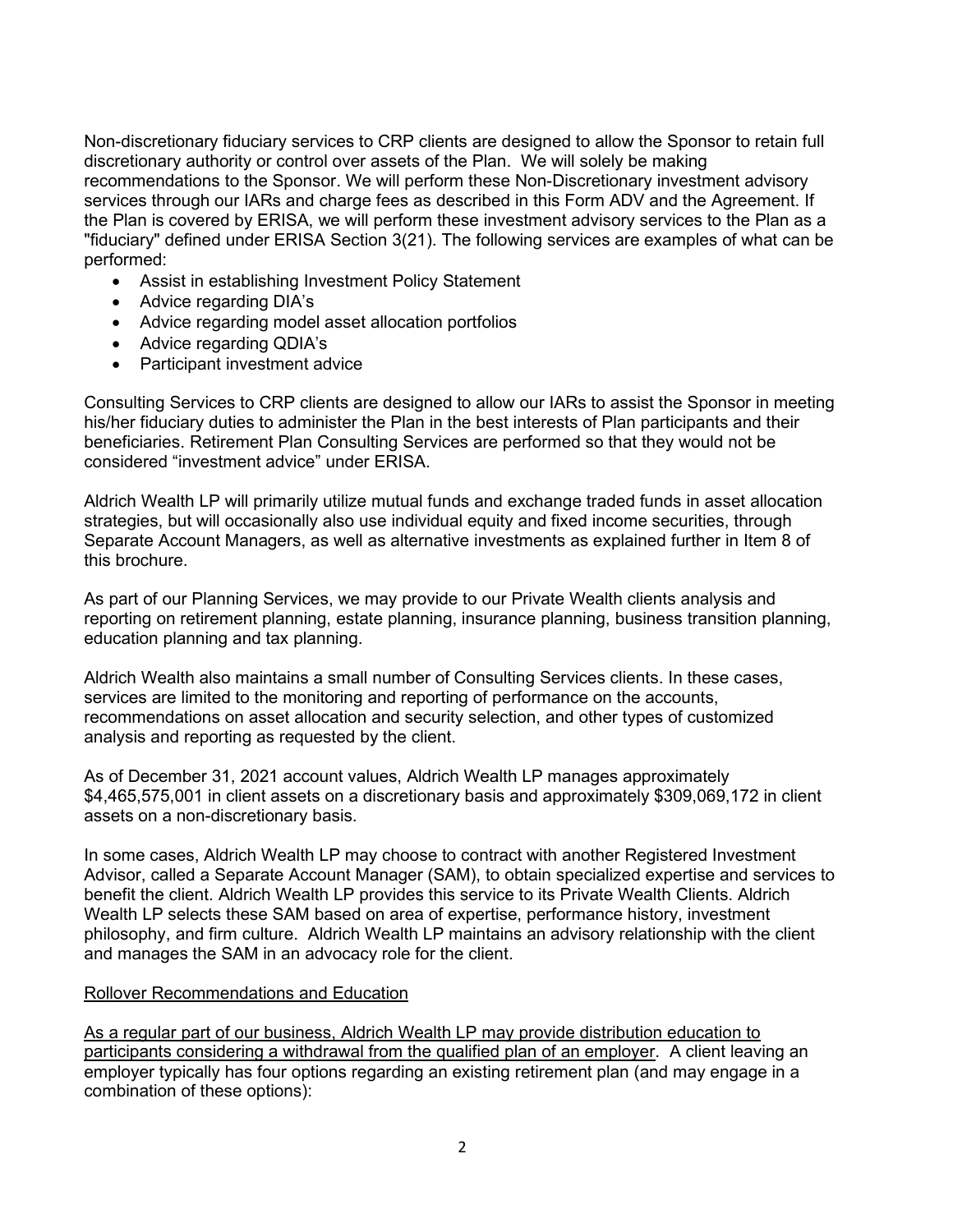Non-discretionary fiduciary services to CRP clients are designed to allow the Sponsor to retain full discretionary authority or control over assets of the Plan. We will solely be making recommendations to the Sponsor. We will perform these Non-Discretionary investment advisory services through our IARs and charge fees as described in this Form ADV and the Agreement. If the Plan is covered by ERISA, we will perform these investment advisory services to the Plan as a "fiduciary" defined under ERISA Section 3(21). The following services are examples of what can be performed:

- Assist in establishing Investment Policy Statement
- Advice regarding DIA's
- Advice regarding model asset allocation portfolios
- Advice regarding QDIA's
- Participant investment advice

Consulting Services to CRP clients are designed to allow our IARs to assist the Sponsor in meeting his/her fiduciary duties to administer the Plan in the best interests of Plan participants and their beneficiaries. Retirement Plan Consulting Services are performed so that they would not be considered "investment advice" under ERISA.

Aldrich Wealth LP will primarily utilize mutual funds and exchange traded funds in asset allocation strategies, but will occasionally also use individual equity and fixed income securities, through Separate Account Managers, as well as alternative investments as explained further in Item 8 of this brochure.

As part of our Planning Services, we may provide to our Private Wealth clients analysis and reporting on retirement planning, estate planning, insurance planning, business transition planning, education planning and tax planning.

Aldrich Wealth also maintains a small number of Consulting Services clients. In these cases, services are limited to the monitoring and reporting of performance on the accounts, recommendations on asset allocation and security selection, and other types of customized analysis and reporting as requested by the client.

As of December 31, 2021 account values, Aldrich Wealth LP manages approximately $4,465,575,001 in client assets on a discretionary basis and approximately $309,069,172 in client assets on a non-discretionary basis.

In some cases, Aldrich Wealth LP may choose to contract with another Registered Investment Advisor, called a Separate Account Manager (SAM), to obtain specialized expertise and services to benefit the client. Aldrich Wealth LP provides this service to its Private Wealth Clients. Aldrich Wealth LP selects these SAM based on area of expertise, performance history, investment philosophy, and firm culture. Aldrich Wealth LP maintains an advisory relationship with the client and manages the SAM in an advocacy role for the client.

<u>Rollover Recommendations and Education</u>

<u>As a regular part of our business, Aldrich Wealth LP may provide distribution education to participants considering a withdrawal from the qualified plan of an employer</u>. A client leaving an employer typically has four options regarding an existing retirement plan (and may engage in a combination of these options):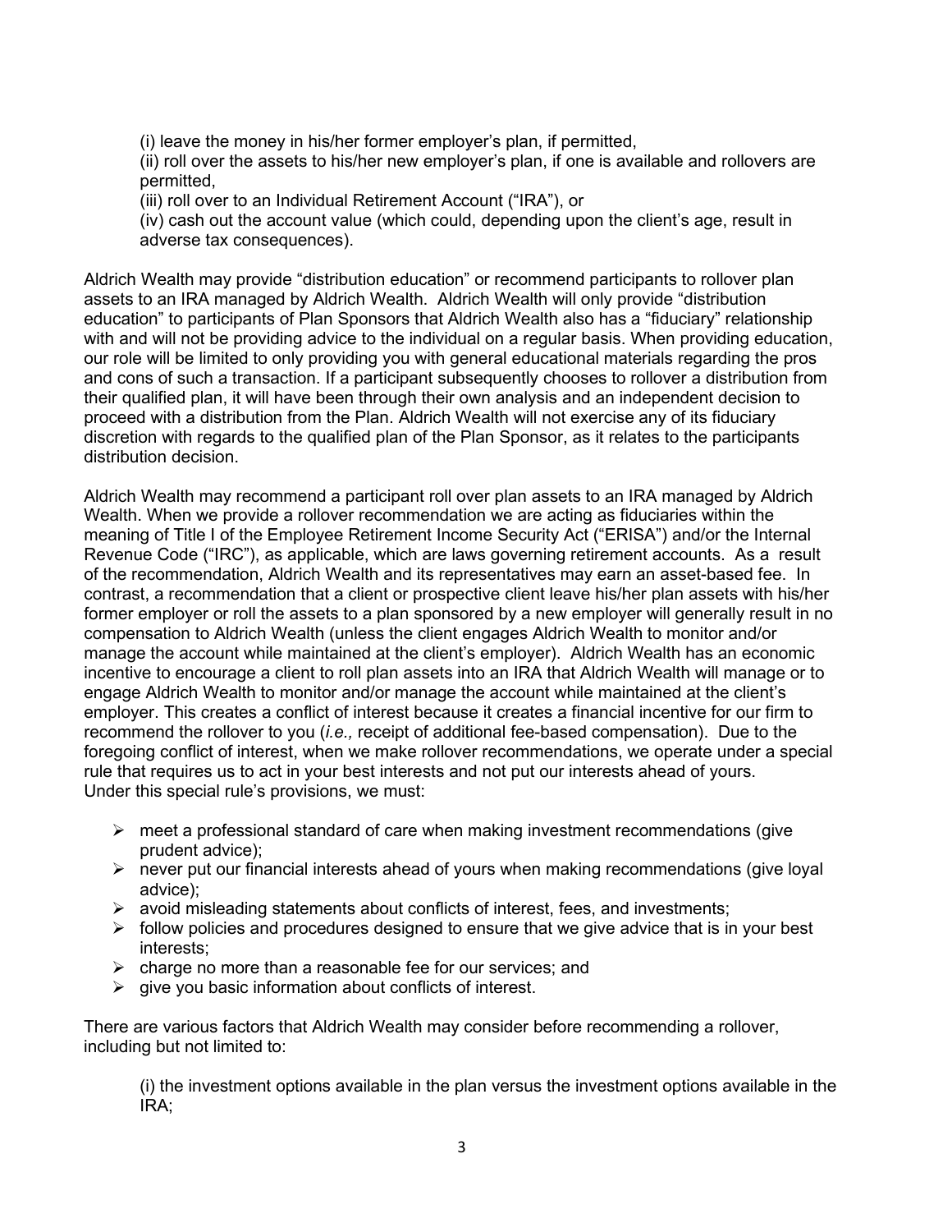(i) leave the money in his/her former employer's plan, if permitted,  
(ii) roll over the assets to his/her new employer's plan, if one is available and rollovers are permitted,  
(iii) roll over to an Individual Retirement Account ("IRA"), or  
(iv) cash out the account value (which could, depending upon the client's age, result in adverse tax consequences).

Aldrich Wealth may provide "distribution education" or recommend participants to rollover plan assets to an IRA managed by Aldrich Wealth. Aldrich Wealth will only provide "distribution education" to participants of Plan Sponsors that Aldrich Wealth also has a "fiduciary" relationship with and will not be providing advice to the individual on a regular basis. When providing education, our role will be limited to only providing you with general educational materials regarding the pros and cons of such a transaction. If a participant subsequently chooses to rollover a distribution from their qualified plan, it will have been through their own analysis and an independent decision to proceed with a distribution from the Plan. Aldrich Wealth will not exercise any of its fiduciary discretion with regards to the qualified plan of the Plan Sponsor, as it relates to the participants distribution decision.

Aldrich Wealth may recommend a participant roll over plan assets to an IRA managed by Aldrich Wealth. When we provide a rollover recommendation we are acting as fiduciaries within the meaning of Title I of the Employee Retirement Income Security Act ("ERISA") and/or the Internal Revenue Code ("IRC"), as applicable, which are laws governing retirement accounts. As a result of the recommendation, Aldrich Wealth and its representatives may earn an asset-based fee. In contrast, a recommendation that a client or prospective client leave his/her plan assets with his/her former employer or roll the assets to a plan sponsored by a new employer will generally result in no compensation to Aldrich Wealth (unless the client engages Aldrich Wealth to monitor and/or manage the account while maintained at the client's employer). Aldrich Wealth has an economic incentive to encourage a client to roll plan assets into an IRA that Aldrich Wealth will manage or to engage Aldrich Wealth to monitor and/or manage the account while maintained at the client's employer. This creates a conflict of interest because it creates a financial incentive for our firm to recommend the rollover to you (*i.e.,* receipt of additional fee-based compensation). Due to the foregoing conflict of interest, when we make rollover recommendations, we operate under a special rule that requires us to act in your best interests and not put our interests ahead of yours. Under this special rule's provisions, we must:

- meet a professional standard of care when making investment recommendations (give prudent advice);
- never put our financial interests ahead of yours when making recommendations (give loyal advice);
- avoid misleading statements about conflicts of interest, fees, and investments;
- follow policies and procedures designed to ensure that we give advice that is in your best interests;
- charge no more than a reasonable fee for our services; and
- give you basic information about conflicts of interest.

There are various factors that Aldrich Wealth may consider before recommending a rollover, including but not limited to:

(i) the investment options available in the plan versus the investment options available in the IRA;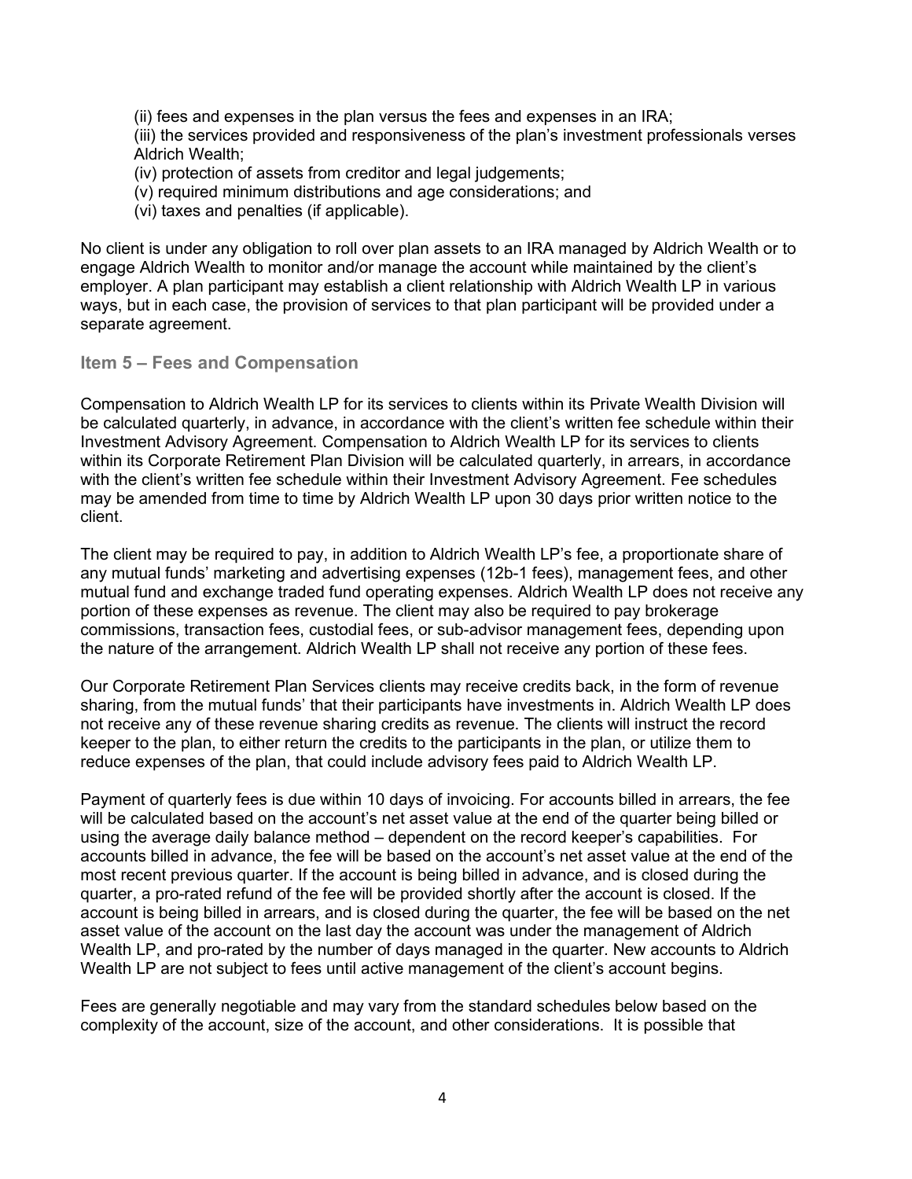(ii) fees and expenses in the plan versus the fees and expenses in an IRA;
(iii) the services provided and responsiveness of the plan's investment professionals verses Aldrich Wealth;
(iv) protection of assets from creditor and legal judgements;
(v) required minimum distributions and age considerations; and
(vi) taxes and penalties (if applicable).

No client is under any obligation to roll over plan assets to an IRA managed by Aldrich Wealth or to engage Aldrich Wealth to monitor and/or manage the account while maintained by the client's employer. A plan participant may establish a client relationship with Aldrich Wealth LP in various ways, but in each case, the provision of services to that plan participant will be provided under a separate agreement.

## Item 5 – Fees and Compensation

Compensation to Aldrich Wealth LP for its services to clients within its Private Wealth Division will be calculated quarterly, in advance, in accordance with the client's written fee schedule within their Investment Advisory Agreement. Compensation to Aldrich Wealth LP for its services to clients within its Corporate Retirement Plan Division will be calculated quarterly, in arrears, in accordance with the client's written fee schedule within their Investment Advisory Agreement. Fee schedules may be amended from time to time by Aldrich Wealth LP upon 30 days prior written notice to the client.

The client may be required to pay, in addition to Aldrich Wealth LP's fee, a proportionate share of any mutual funds' marketing and advertising expenses (12b-1 fees), management fees, and other mutual fund and exchange traded fund operating expenses. Aldrich Wealth LP does not receive any portion of these expenses as revenue. The client may also be required to pay brokerage commissions, transaction fees, custodial fees, or sub-advisor management fees, depending upon the nature of the arrangement. Aldrich Wealth LP shall not receive any portion of these fees.

Our Corporate Retirement Plan Services clients may receive credits back, in the form of revenue sharing, from the mutual funds' that their participants have investments in. Aldrich Wealth LP does not receive any of these revenue sharing credits as revenue. The clients will instruct the record keeper to the plan, to either return the credits to the participants in the plan, or utilize them to reduce expenses of the plan, that could include advisory fees paid to Aldrich Wealth LP.

Payment of quarterly fees is due within 10 days of invoicing. For accounts billed in arrears, the fee will be calculated based on the account's net asset value at the end of the quarter being billed or using the average daily balance method – dependent on the record keeper's capabilities. For accounts billed in advance, the fee will be based on the account's net asset value at the end of the most recent previous quarter. If the account is being billed in advance, and is closed during the quarter, a pro-rated refund of the fee will be provided shortly after the account is closed. If the account is being billed in arrears, and is closed during the quarter, the fee will be based on the net asset value of the account on the last day the account was under the management of Aldrich Wealth LP, and pro-rated by the number of days managed in the quarter. New accounts to Aldrich Wealth LP are not subject to fees until active management of the client's account begins.

Fees are generally negotiable and may vary from the standard schedules below based on the complexity of the account, size of the account, and other considerations. It is possible that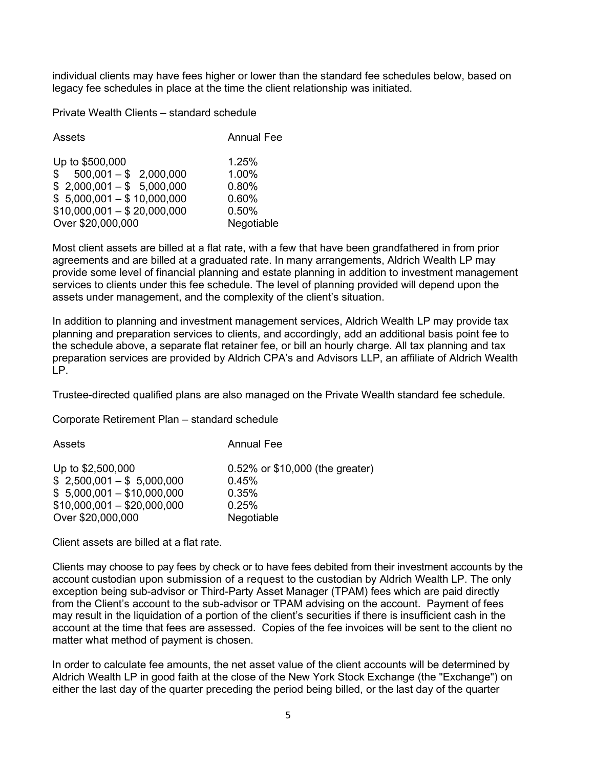individual clients may have fees higher or lower than the standard fee schedules below, based on legacy fee schedules in place at the time the client relationship was initiated.

Private Wealth Clients – standard schedule

| Assets | Annual Fee |
|---|---|
| Up to $500,000 | 1.25% |
| $ 500,001 – $ 2,000,000 | 1.00% |
| $ 2,000,001 – $ 5,000,000 | 0.80% |
| $ 5,000,001 – $ 10,000,000 | 0.60% |
| $10,000,001 – $ 20,000,000 | 0.50% |
| Over $20,000,000 | Negotiable |

Most client assets are billed at a flat rate, with a few that have been grandfathered in from prior agreements and are billed at a graduated rate. In many arrangements, Aldrich Wealth LP may provide some level of financial planning and estate planning in addition to investment management services to clients under this fee schedule. The level of planning provided will depend upon the assets under management, and the complexity of the client's situation.

In addition to planning and investment management services, Aldrich Wealth LP may provide tax planning and preparation services to clients, and accordingly, add an additional basis point fee to the schedule above, a separate flat retainer fee, or bill an hourly charge. All tax planning and tax preparation services are provided by Aldrich CPA's and Advisors LLP, an affiliate of Aldrich Wealth LP.

Trustee-directed qualified plans are also managed on the Private Wealth standard fee schedule.

Corporate Retirement Plan – standard schedule

| Assets | Annual Fee |
|---|---|
| Up to $2,500,000 | 0.52% or $10,000 (the greater) |
| $ 2,500,001 – $ 5,000,000 | 0.45% |
| $ 5,000,001 – $10,000,000 | 0.35% |
| $10,000,001 – $20,000,000 | 0.25% |
| Over $20,000,000 | Negotiable |

Client assets are billed at a flat rate.

Clients may choose to pay fees by check or to have fees debited from their investment accounts by the account custodian upon submission of a request to the custodian by Aldrich Wealth LP. The only exception being sub-advisor or Third-Party Asset Manager (TPAM) fees which are paid directly from the Client's account to the sub-advisor or TPAM advising on the account. Payment of fees may result in the liquidation of a portion of the client's securities if there is insufficient cash in the account at the time that fees are assessed. Copies of the fee invoices will be sent to the client no matter what method of payment is chosen.

In order to calculate fee amounts, the net asset value of the client accounts will be determined by Aldrich Wealth LP in good faith at the close of the New York Stock Exchange (the "Exchange") on either the last day of the quarter preceding the period being billed, or the last day of the quarter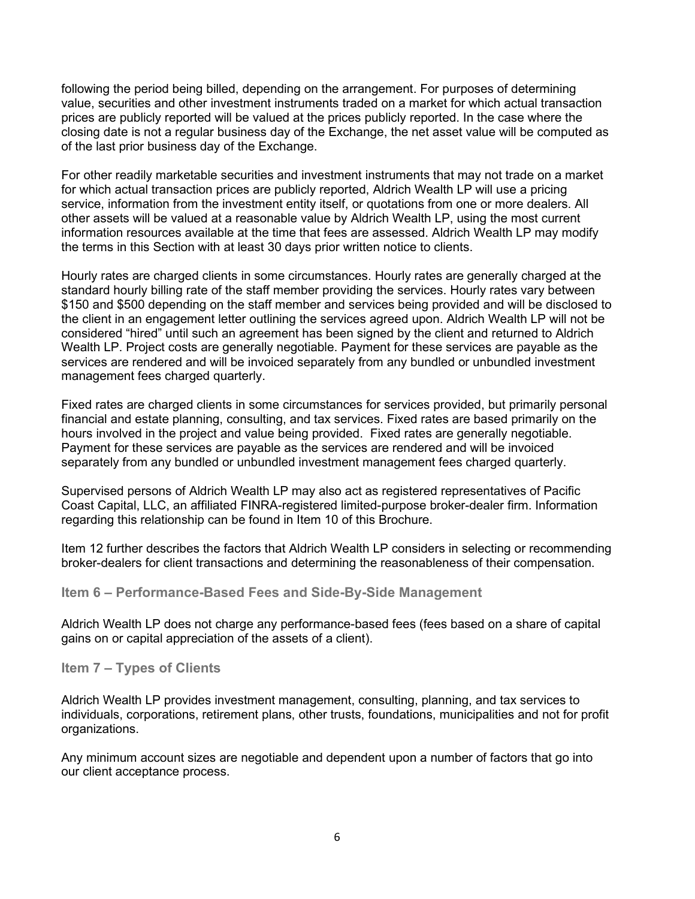following the period being billed, depending on the arrangement. For purposes of determining value, securities and other investment instruments traded on a market for which actual transaction prices are publicly reported will be valued at the prices publicly reported. In the case where the closing date is not a regular business day of the Exchange, the net asset value will be computed as of the last prior business day of the Exchange.

For other readily marketable securities and investment instruments that may not trade on a market for which actual transaction prices are publicly reported, Aldrich Wealth LP will use a pricing service, information from the investment entity itself, or quotations from one or more dealers. All other assets will be valued at a reasonable value by Aldrich Wealth LP, using the most current information resources available at the time that fees are assessed. Aldrich Wealth LP may modify the terms in this Section with at least 30 days prior written notice to clients.

Hourly rates are charged clients in some circumstances. Hourly rates are generally charged at the standard hourly billing rate of the staff member providing the services. Hourly rates vary between $150 and $500 depending on the staff member and services being provided and will be disclosed to the client in an engagement letter outlining the services agreed upon. Aldrich Wealth LP will not be considered "hired" until such an agreement has been signed by the client and returned to Aldrich Wealth LP. Project costs are generally negotiable. Payment for these services are payable as the services are rendered and will be invoiced separately from any bundled or unbundled investment management fees charged quarterly.

Fixed rates are charged clients in some circumstances for services provided, but primarily personal financial and estate planning, consulting, and tax services. Fixed rates are based primarily on the hours involved in the project and value being provided. Fixed rates are generally negotiable. Payment for these services are payable as the services are rendered and will be invoiced separately from any bundled or unbundled investment management fees charged quarterly.

Supervised persons of Aldrich Wealth LP may also act as registered representatives of Pacific Coast Capital, LLC, an affiliated FINRA-registered limited-purpose broker-dealer firm. Information regarding this relationship can be found in Item 10 of this Brochure.

Item 12 further describes the factors that Aldrich Wealth LP considers in selecting or recommending broker-dealers for client transactions and determining the reasonableness of their compensation.

## Item 6 – Performance-Based Fees and Side-By-Side Management

Aldrich Wealth LP does not charge any performance-based fees (fees based on a share of capital gains on or capital appreciation of the assets of a client).

## Item 7 – Types of Clients

Aldrich Wealth LP provides investment management, consulting, planning, and tax services to individuals, corporations, retirement plans, other trusts, foundations, municipalities and not for profit organizations.

Any minimum account sizes are negotiable and dependent upon a number of factors that go into our client acceptance process.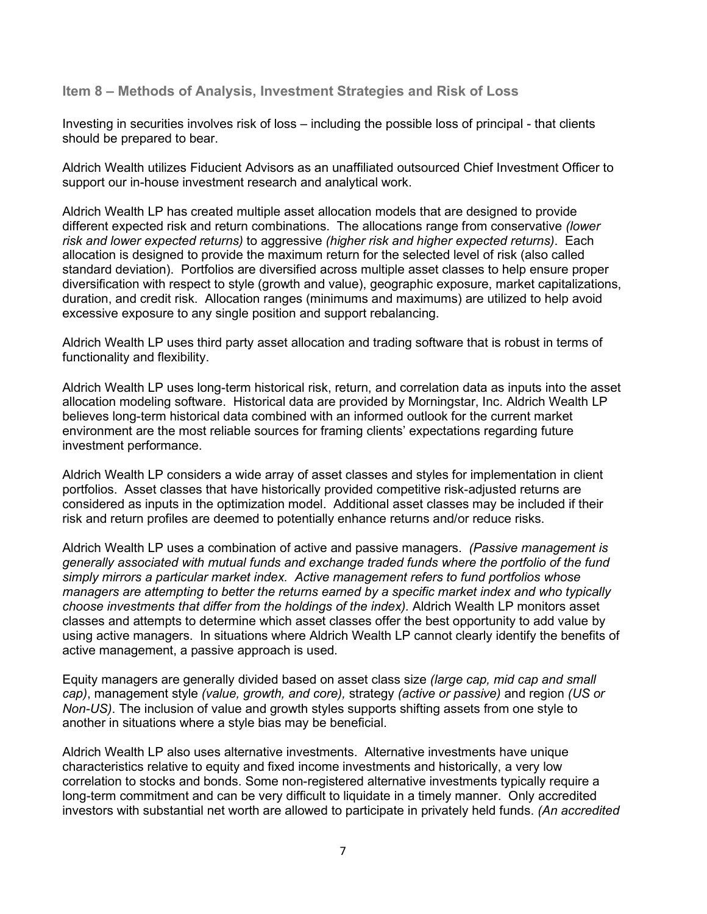## Item 8 – Methods of Analysis, Investment Strategies and Risk of Loss

Investing in securities involves risk of loss – including the possible loss of principal - that clients should be prepared to bear.

Aldrich Wealth utilizes Fiducient Advisors as an unaffiliated outsourced Chief Investment Officer to support our in-house investment research and analytical work.

Aldrich Wealth LP has created multiple asset allocation models that are designed to provide different expected risk and return combinations. The allocations range from conservative *(lower risk and lower expected returns)* to aggressive *(higher risk and higher expected returns)*. Each allocation is designed to provide the maximum return for the selected level of risk (also called standard deviation). Portfolios are diversified across multiple asset classes to help ensure proper diversification with respect to style (growth and value), geographic exposure, market capitalizations, duration, and credit risk. Allocation ranges (minimums and maximums) are utilized to help avoid excessive exposure to any single position and support rebalancing.

Aldrich Wealth LP uses third party asset allocation and trading software that is robust in terms of functionality and flexibility.

Aldrich Wealth LP uses long-term historical risk, return, and correlation data as inputs into the asset allocation modeling software. Historical data are provided by Morningstar, Inc. Aldrich Wealth LP believes long-term historical data combined with an informed outlook for the current market environment are the most reliable sources for framing clients' expectations regarding future investment performance.

Aldrich Wealth LP considers a wide array of asset classes and styles for implementation in client portfolios. Asset classes that have historically provided competitive risk-adjusted returns are considered as inputs in the optimization model. Additional asset classes may be included if their risk and return profiles are deemed to potentially enhance returns and/or reduce risks.

Aldrich Wealth LP uses a combination of active and passive managers. *(Passive management is generally associated with mutual funds and exchange traded funds where the portfolio of the fund simply mirrors a particular market index. Active management refers to fund portfolios whose managers are attempting to better the returns earned by a specific market index and who typically choose investments that differ from the holdings of the index).* Aldrich Wealth LP monitors asset classes and attempts to determine which asset classes offer the best opportunity to add value by using active managers. In situations where Aldrich Wealth LP cannot clearly identify the benefits of active management, a passive approach is used.

Equity managers are generally divided based on asset class size *(large cap, mid cap and small cap)*, management style *(value, growth, and core),* strategy *(active or passive)* and region *(US or Non-US)*. The inclusion of value and growth styles supports shifting assets from one style to another in situations where a style bias may be beneficial.

Aldrich Wealth LP also uses alternative investments. Alternative investments have unique characteristics relative to equity and fixed income investments and historically, a very low correlation to stocks and bonds. Some non-registered alternative investments typically require a long-term commitment and can be very difficult to liquidate in a timely manner. Only accredited investors with substantial net worth are allowed to participate in privately held funds. *(An accredited*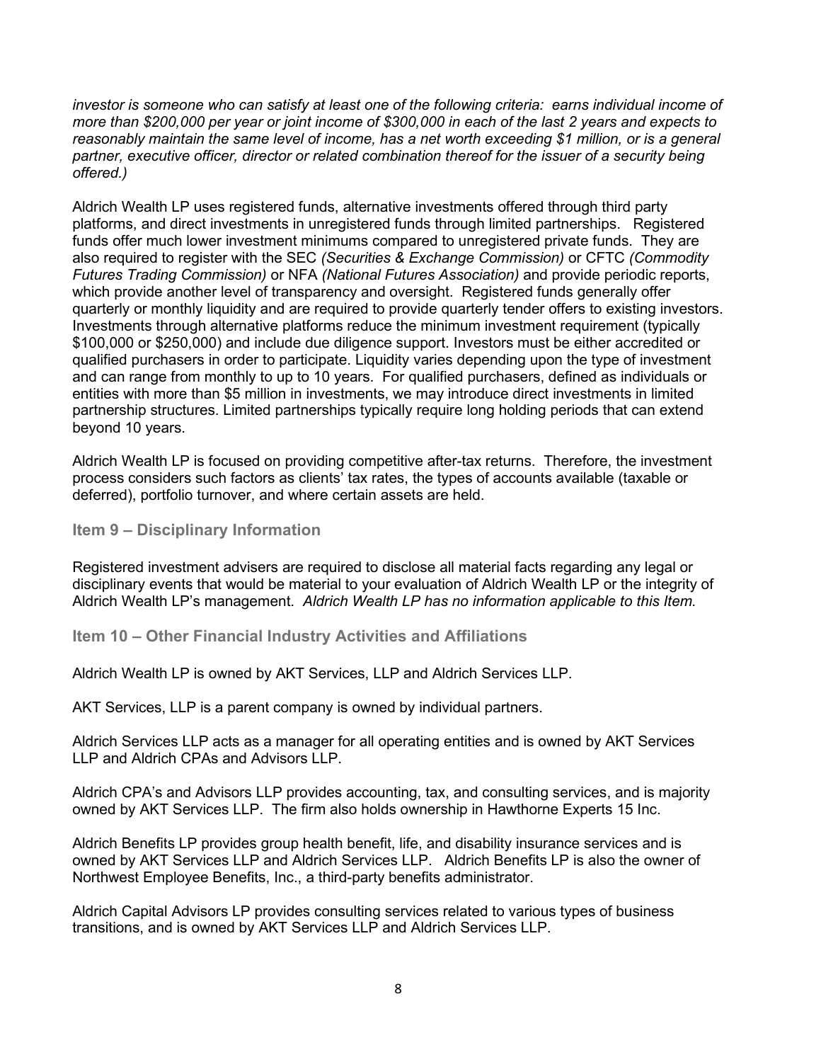*investor is someone who can satisfy at least one of the following criteria: earns individual income of more than $200,000 per year or joint income of $300,000 in each of the last 2 years and expects to reasonably maintain the same level of income, has a net worth exceeding $1 million, or is a general partner, executive officer, director or related combination thereof for the issuer of a security being offered.)*

Aldrich Wealth LP uses registered funds, alternative investments offered through third party platforms, and direct investments in unregistered funds through limited partnerships. Registered funds offer much lower investment minimums compared to unregistered private funds. They are also required to register with the SEC *(Securities & Exchange Commission)* or CFTC *(Commodity Futures Trading Commission)* or NFA *(National Futures Association)* and provide periodic reports, which provide another level of transparency and oversight. Registered funds generally offer quarterly or monthly liquidity and are required to provide quarterly tender offers to existing investors. Investments through alternative platforms reduce the minimum investment requirement (typically $100,000 or $250,000) and include due diligence support. Investors must be either accredited or qualified purchasers in order to participate. Liquidity varies depending upon the type of investment and can range from monthly to up to 10 years. For qualified purchasers, defined as individuals or entities with more than $5 million in investments, we may introduce direct investments in limited partnership structures. Limited partnerships typically require long holding periods that can extend beyond 10 years.

Aldrich Wealth LP is focused on providing competitive after-tax returns. Therefore, the investment process considers such factors as clients' tax rates, the types of accounts available (taxable or deferred), portfolio turnover, and where certain assets are held.

## Item 9 – Disciplinary Information

Registered investment advisers are required to disclose all material facts regarding any legal or disciplinary events that would be material to your evaluation of Aldrich Wealth LP or the integrity of Aldrich Wealth LP's management. *Aldrich Wealth LP has no information applicable to this Item.*

## Item 10 – Other Financial Industry Activities and Affiliations

Aldrich Wealth LP is owned by AKT Services, LLP and Aldrich Services LLP.

AKT Services, LLP is a parent company is owned by individual partners.

Aldrich Services LLP acts as a manager for all operating entities and is owned by AKT Services LLP and Aldrich CPAs and Advisors LLP.

Aldrich CPA's and Advisors LLP provides accounting, tax, and consulting services, and is majority owned by AKT Services LLP. The firm also holds ownership in Hawthorne Experts 15 Inc.

Aldrich Benefits LP provides group health benefit, life, and disability insurance services and is owned by AKT Services LLP and Aldrich Services LLP. Aldrich Benefits LP is also the owner of Northwest Employee Benefits, Inc., a third-party benefits administrator.

Aldrich Capital Advisors LP provides consulting services related to various types of business transitions, and is owned by AKT Services LLP and Aldrich Services LLP.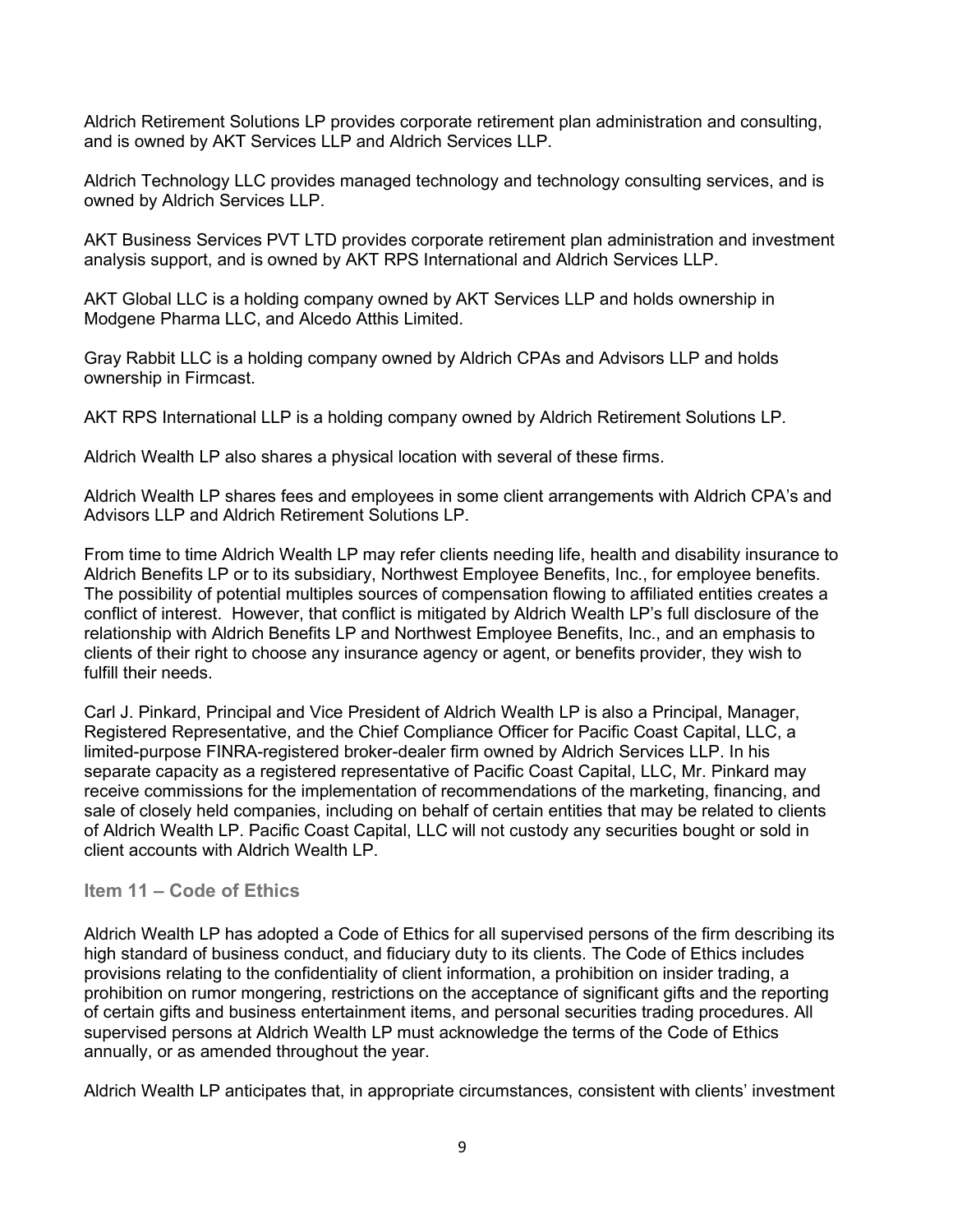Aldrich Retirement Solutions LP provides corporate retirement plan administration and consulting, and is owned by AKT Services LLP and Aldrich Services LLP.

Aldrich Technology LLC provides managed technology and technology consulting services, and is owned by Aldrich Services LLP.

AKT Business Services PVT LTD provides corporate retirement plan administration and investment analysis support, and is owned by AKT RPS International and Aldrich Services LLP.

AKT Global LLC is a holding company owned by AKT Services LLP and holds ownership in Modgene Pharma LLC, and Alcedo Atthis Limited.

Gray Rabbit LLC is a holding company owned by Aldrich CPAs and Advisors LLP and holds ownership in Firmcast.

AKT RPS International LLP is a holding company owned by Aldrich Retirement Solutions LP.

Aldrich Wealth LP also shares a physical location with several of these firms.

Aldrich Wealth LP shares fees and employees in some client arrangements with Aldrich CPA's and Advisors LLP and Aldrich Retirement Solutions LP.

From time to time Aldrich Wealth LP may refer clients needing life, health and disability insurance to Aldrich Benefits LP or to its subsidiary, Northwest Employee Benefits, Inc., for employee benefits. The possibility of potential multiples sources of compensation flowing to affiliated entities creates a conflict of interest. However, that conflict is mitigated by Aldrich Wealth LP's full disclosure of the relationship with Aldrich Benefits LP and Northwest Employee Benefits, Inc., and an emphasis to clients of their right to choose any insurance agency or agent, or benefits provider, they wish to fulfill their needs.

Carl J. Pinkard, Principal and Vice President of Aldrich Wealth LP is also a Principal, Manager, Registered Representative, and the Chief Compliance Officer for Pacific Coast Capital, LLC, a limited-purpose FINRA-registered broker-dealer firm owned by Aldrich Services LLP. In his separate capacity as a registered representative of Pacific Coast Capital, LLC, Mr. Pinkard may receive commissions for the implementation of recommendations of the marketing, financing, and sale of closely held companies, including on behalf of certain entities that may be related to clients of Aldrich Wealth LP. Pacific Coast Capital, LLC will not custody any securities bought or sold in client accounts with Aldrich Wealth LP.

## Item 11 – Code of Ethics

Aldrich Wealth LP has adopted a Code of Ethics for all supervised persons of the firm describing its high standard of business conduct, and fiduciary duty to its clients. The Code of Ethics includes provisions relating to the confidentiality of client information, a prohibition on insider trading, a prohibition on rumor mongering, restrictions on the acceptance of significant gifts and the reporting of certain gifts and business entertainment items, and personal securities trading procedures. All supervised persons at Aldrich Wealth LP must acknowledge the terms of the Code of Ethics annually, or as amended throughout the year.

Aldrich Wealth LP anticipates that, in appropriate circumstances, consistent with clients' investment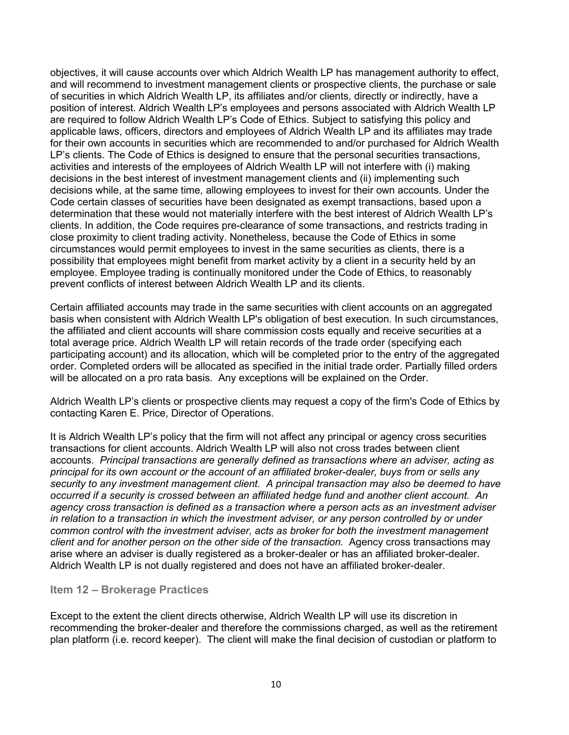objectives, it will cause accounts over which Aldrich Wealth LP has management authority to effect, and will recommend to investment management clients or prospective clients, the purchase or sale of securities in which Aldrich Wealth LP, its affiliates and/or clients, directly or indirectly, have a position of interest. Aldrich Wealth LP's employees and persons associated with Aldrich Wealth LP are required to follow Aldrich Wealth LP's Code of Ethics. Subject to satisfying this policy and applicable laws, officers, directors and employees of Aldrich Wealth LP and its affiliates may trade for their own accounts in securities which are recommended to and/or purchased for Aldrich Wealth LP's clients. The Code of Ethics is designed to ensure that the personal securities transactions, activities and interests of the employees of Aldrich Wealth LP will not interfere with (i) making decisions in the best interest of investment management clients and (ii) implementing such decisions while, at the same time, allowing employees to invest for their own accounts. Under the Code certain classes of securities have been designated as exempt transactions, based upon a determination that these would not materially interfere with the best interest of Aldrich Wealth LP's clients. In addition, the Code requires pre-clearance of some transactions, and restricts trading in close proximity to client trading activity. Nonetheless, because the Code of Ethics in some circumstances would permit employees to invest in the same securities as clients, there is a possibility that employees might benefit from market activity by a client in a security held by an employee. Employee trading is continually monitored under the Code of Ethics, to reasonably prevent conflicts of interest between Aldrich Wealth LP and its clients.

Certain affiliated accounts may trade in the same securities with client accounts on an aggregated basis when consistent with Aldrich Wealth LP's obligation of best execution. In such circumstances, the affiliated and client accounts will share commission costs equally and receive securities at a total average price. Aldrich Wealth LP will retain records of the trade order (specifying each participating account) and its allocation, which will be completed prior to the entry of the aggregated order. Completed orders will be allocated as specified in the initial trade order. Partially filled orders will be allocated on a pro rata basis. Any exceptions will be explained on the Order.

Aldrich Wealth LP's clients or prospective clients may request a copy of the firm's Code of Ethics by contacting Karen E. Price, Director of Operations.

It is Aldrich Wealth LP's policy that the firm will not affect any principal or agency cross securities transactions for client accounts. Aldrich Wealth LP will also not cross trades between client accounts. *Principal transactions are generally defined as transactions where an adviser, acting as principal for its own account or the account of an affiliated broker-dealer, buys from or sells any security to any investment management client. A principal transaction may also be deemed to have occurred if a security is crossed between an affiliated hedge fund and another client account. An agency cross transaction is defined as a transaction where a person acts as an investment adviser in relation to a transaction in which the investment adviser, or any person controlled by or under common control with the investment adviser, acts as broker for both the investment management client and for another person on the other side of the transaction.* Agency cross transactions may arise where an adviser is dually registered as a broker-dealer or has an affiliated broker-dealer. Aldrich Wealth LP is not dually registered and does not have an affiliated broker-dealer.

## Item 12 – Brokerage Practices

Except to the extent the client directs otherwise, Aldrich Wealth LP will use its discretion in recommending the broker-dealer and therefore the commissions charged, as well as the retirement plan platform (i.e. record keeper). The client will make the final decision of custodian or platform to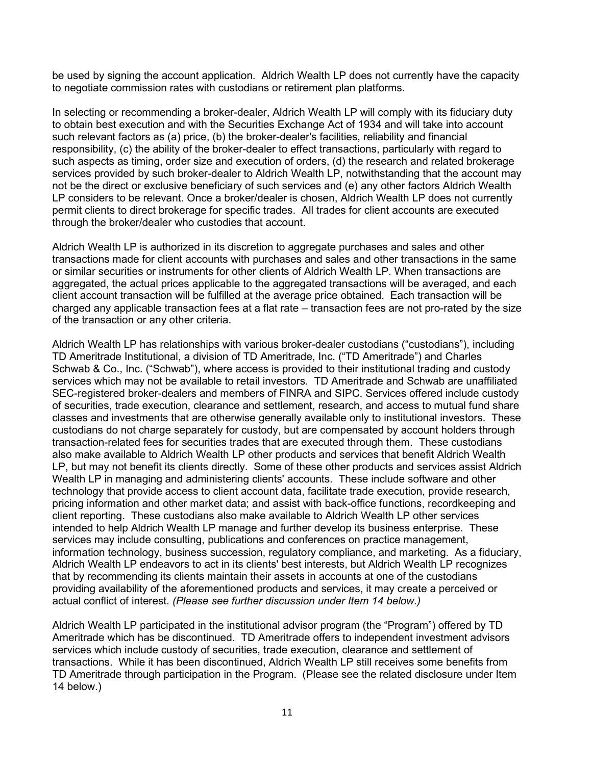be used by signing the account application. Aldrich Wealth LP does not currently have the capacity to negotiate commission rates with custodians or retirement plan platforms.

In selecting or recommending a broker-dealer, Aldrich Wealth LP will comply with its fiduciary duty to obtain best execution and with the Securities Exchange Act of 1934 and will take into account such relevant factors as (a) price, (b) the broker-dealer's facilities, reliability and financial responsibility, (c) the ability of the broker-dealer to effect transactions, particularly with regard to such aspects as timing, order size and execution of orders, (d) the research and related brokerage services provided by such broker-dealer to Aldrich Wealth LP, notwithstanding that the account may not be the direct or exclusive beneficiary of such services and (e) any other factors Aldrich Wealth LP considers to be relevant. Once a broker/dealer is chosen, Aldrich Wealth LP does not currently permit clients to direct brokerage for specific trades. All trades for client accounts are executed through the broker/dealer who custodies that account.

Aldrich Wealth LP is authorized in its discretion to aggregate purchases and sales and other transactions made for client accounts with purchases and sales and other transactions in the same or similar securities or instruments for other clients of Aldrich Wealth LP. When transactions are aggregated, the actual prices applicable to the aggregated transactions will be averaged, and each client account transaction will be fulfilled at the average price obtained. Each transaction will be charged any applicable transaction fees at a flat rate – transaction fees are not pro-rated by the size of the transaction or any other criteria.

Aldrich Wealth LP has relationships with various broker-dealer custodians ("custodians"), including TD Ameritrade Institutional, a division of TD Ameritrade, Inc. ("TD Ameritrade") and Charles Schwab & Co., Inc. ("Schwab"), where access is provided to their institutional trading and custody services which may not be available to retail investors. TD Ameritrade and Schwab are unaffiliated SEC-registered broker-dealers and members of FINRA and SIPC. Services offered include custody of securities, trade execution, clearance and settlement, research, and access to mutual fund share classes and investments that are otherwise generally available only to institutional investors. These custodians do not charge separately for custody, but are compensated by account holders through transaction-related fees for securities trades that are executed through them. These custodians also make available to Aldrich Wealth LP other products and services that benefit Aldrich Wealth LP, but may not benefit its clients directly. Some of these other products and services assist Aldrich Wealth LP in managing and administering clients' accounts. These include software and other technology that provide access to client account data, facilitate trade execution, provide research, pricing information and other market data; and assist with back-office functions, recordkeeping and client reporting. These custodians also make available to Aldrich Wealth LP other services intended to help Aldrich Wealth LP manage and further develop its business enterprise. These services may include consulting, publications and conferences on practice management, information technology, business succession, regulatory compliance, and marketing. As a fiduciary, Aldrich Wealth LP endeavors to act in its clients' best interests, but Aldrich Wealth LP recognizes that by recommending its clients maintain their assets in accounts at one of the custodians providing availability of the aforementioned products and services, it may create a perceived or actual conflict of interest. *(Please see further discussion under Item 14 below.)*

Aldrich Wealth LP participated in the institutional advisor program (the "Program") offered by TD Ameritrade which has be discontinued. TD Ameritrade offers to independent investment advisors services which include custody of securities, trade execution, clearance and settlement of transactions. While it has been discontinued, Aldrich Wealth LP still receives some benefits from TD Ameritrade through participation in the Program. (Please see the related disclosure under Item 14 below.)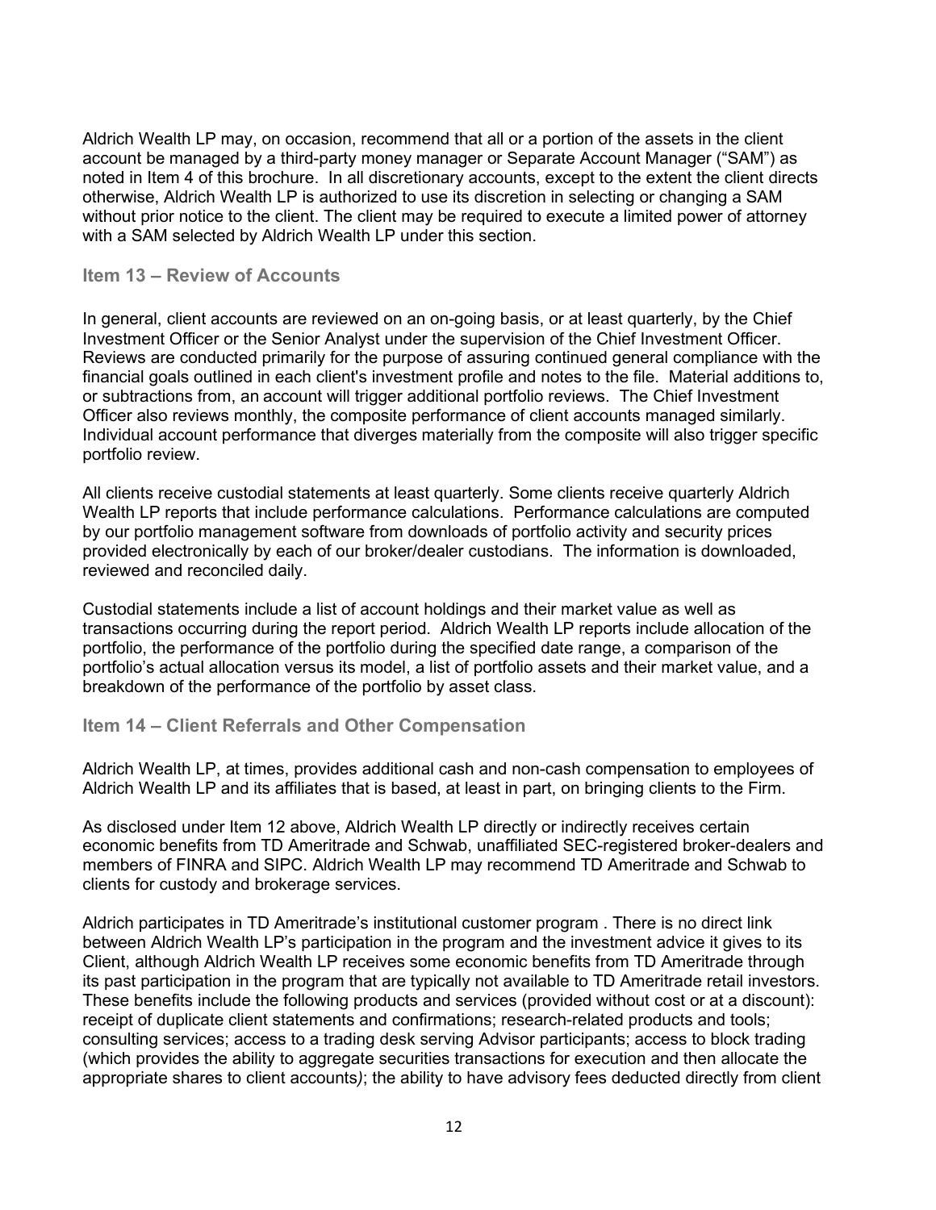Aldrich Wealth LP may, on occasion, recommend that all or a portion of the assets in the client account be managed by a third-party money manager or Separate Account Manager ("SAM") as noted in Item 4 of this brochure. In all discretionary accounts, except to the extent the client directs otherwise, Aldrich Wealth LP is authorized to use its discretion in selecting or changing a SAM without prior notice to the client. The client may be required to execute a limited power of attorney with a SAM selected by Aldrich Wealth LP under this section.

## Item 13 – Review of Accounts

In general, client accounts are reviewed on an on-going basis, or at least quarterly, by the Chief Investment Officer or the Senior Analyst under the supervision of the Chief Investment Officer. Reviews are conducted primarily for the purpose of assuring continued general compliance with the financial goals outlined in each client's investment profile and notes to the file. Material additions to, or subtractions from, an account will trigger additional portfolio reviews. The Chief Investment Officer also reviews monthly, the composite performance of client accounts managed similarly. Individual account performance that diverges materially from the composite will also trigger specific portfolio review.

All clients receive custodial statements at least quarterly. Some clients receive quarterly Aldrich Wealth LP reports that include performance calculations. Performance calculations are computed by our portfolio management software from downloads of portfolio activity and security prices provided electronically by each of our broker/dealer custodians. The information is downloaded, reviewed and reconciled daily.

Custodial statements include a list of account holdings and their market value as well as transactions occurring during the report period. Aldrich Wealth LP reports include allocation of the portfolio, the performance of the portfolio during the specified date range, a comparison of the portfolio's actual allocation versus its model, a list of portfolio assets and their market value, and a breakdown of the performance of the portfolio by asset class.

## Item 14 – Client Referrals and Other Compensation

Aldrich Wealth LP, at times, provides additional cash and non-cash compensation to employees of Aldrich Wealth LP and its affiliates that is based, at least in part, on bringing clients to the Firm.

As disclosed under Item 12 above, Aldrich Wealth LP directly or indirectly receives certain economic benefits from TD Ameritrade and Schwab, unaffiliated SEC-registered broker-dealers and members of FINRA and SIPC. Aldrich Wealth LP may recommend TD Ameritrade and Schwab to clients for custody and brokerage services.

Aldrich participates in TD Ameritrade's institutional customer program . There is no direct link between Aldrich Wealth LP's participation in the program and the investment advice it gives to its Client, although Aldrich Wealth LP receives some economic benefits from TD Ameritrade through its past participation in the program that are typically not available to TD Ameritrade retail investors. These benefits include the following products and services (provided without cost or at a discount): receipt of duplicate client statements and confirmations; research-related products and tools; consulting services; access to a trading desk serving Advisor participants; access to block trading (which provides the ability to aggregate securities transactions for execution and then allocate the appropriate shares to client accounts*)*; the ability to have advisory fees deducted directly from client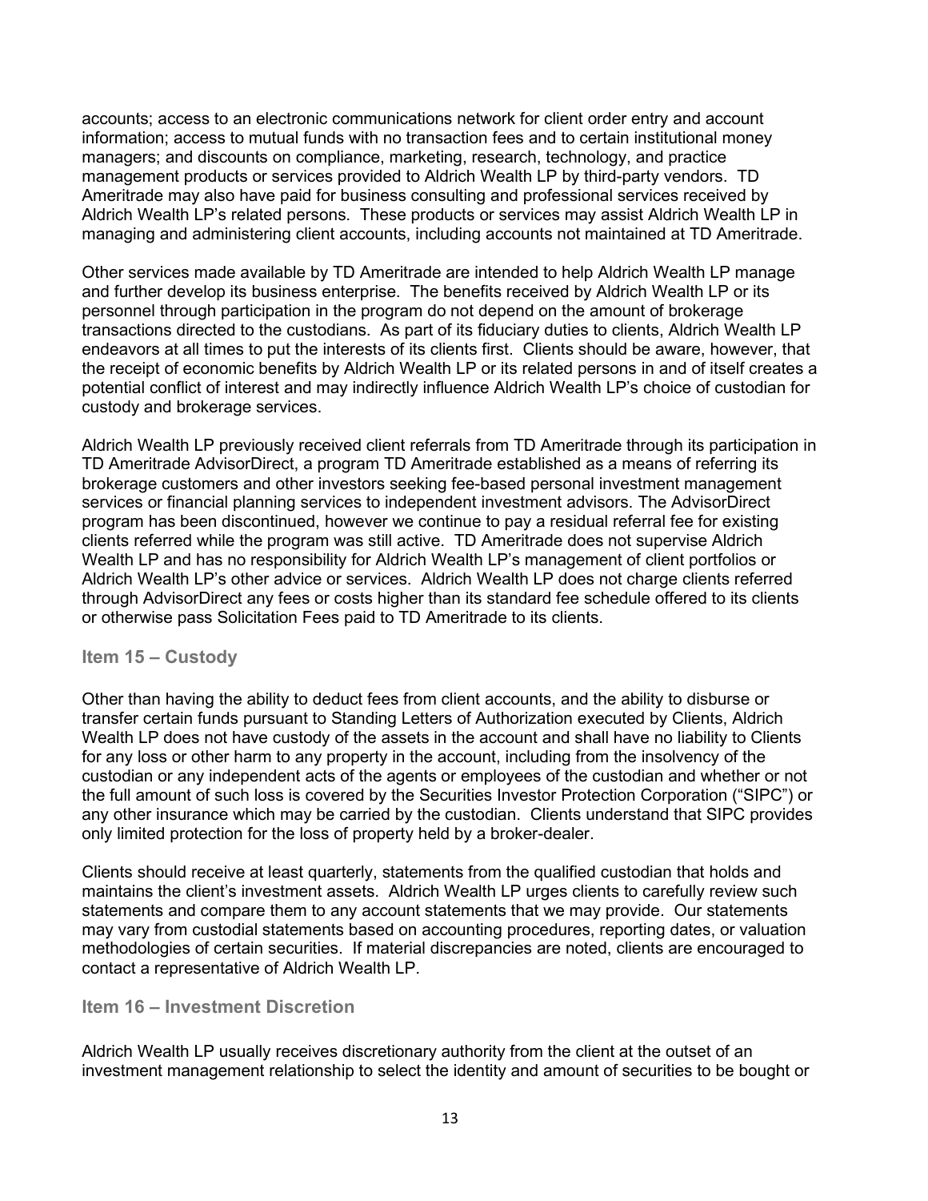accounts; access to an electronic communications network for client order entry and account information; access to mutual funds with no transaction fees and to certain institutional money managers; and discounts on compliance, marketing, research, technology, and practice management products or services provided to Aldrich Wealth LP by third-party vendors. TD Ameritrade may also have paid for business consulting and professional services received by Aldrich Wealth LP's related persons. These products or services may assist Aldrich Wealth LP in managing and administering client accounts, including accounts not maintained at TD Ameritrade.

Other services made available by TD Ameritrade are intended to help Aldrich Wealth LP manage and further develop its business enterprise. The benefits received by Aldrich Wealth LP or its personnel through participation in the program do not depend on the amount of brokerage transactions directed to the custodians. As part of its fiduciary duties to clients, Aldrich Wealth LP endeavors at all times to put the interests of its clients first. Clients should be aware, however, that the receipt of economic benefits by Aldrich Wealth LP or its related persons in and of itself creates a potential conflict of interest and may indirectly influence Aldrich Wealth LP's choice of custodian for custody and brokerage services.

Aldrich Wealth LP previously received client referrals from TD Ameritrade through its participation in TD Ameritrade AdvisorDirect, a program TD Ameritrade established as a means of referring its brokerage customers and other investors seeking fee-based personal investment management services or financial planning services to independent investment advisors. The AdvisorDirect program has been discontinued, however we continue to pay a residual referral fee for existing clients referred while the program was still active. TD Ameritrade does not supervise Aldrich Wealth LP and has no responsibility for Aldrich Wealth LP's management of client portfolios or Aldrich Wealth LP's other advice or services. Aldrich Wealth LP does not charge clients referred through AdvisorDirect any fees or costs higher than its standard fee schedule offered to its clients or otherwise pass Solicitation Fees paid to TD Ameritrade to its clients.

## Item 15 – Custody

Other than having the ability to deduct fees from client accounts, and the ability to disburse or transfer certain funds pursuant to Standing Letters of Authorization executed by Clients, Aldrich Wealth LP does not have custody of the assets in the account and shall have no liability to Clients for any loss or other harm to any property in the account, including from the insolvency of the custodian or any independent acts of the agents or employees of the custodian and whether or not the full amount of such loss is covered by the Securities Investor Protection Corporation ("SIPC") or any other insurance which may be carried by the custodian. Clients understand that SIPC provides only limited protection for the loss of property held by a broker-dealer.

Clients should receive at least quarterly, statements from the qualified custodian that holds and maintains the client's investment assets. Aldrich Wealth LP urges clients to carefully review such statements and compare them to any account statements that we may provide. Our statements may vary from custodial statements based on accounting procedures, reporting dates, or valuation methodologies of certain securities. If material discrepancies are noted, clients are encouraged to contact a representative of Aldrich Wealth LP.

## Item 16 – Investment Discretion

Aldrich Wealth LP usually receives discretionary authority from the client at the outset of an investment management relationship to select the identity and amount of securities to be bought or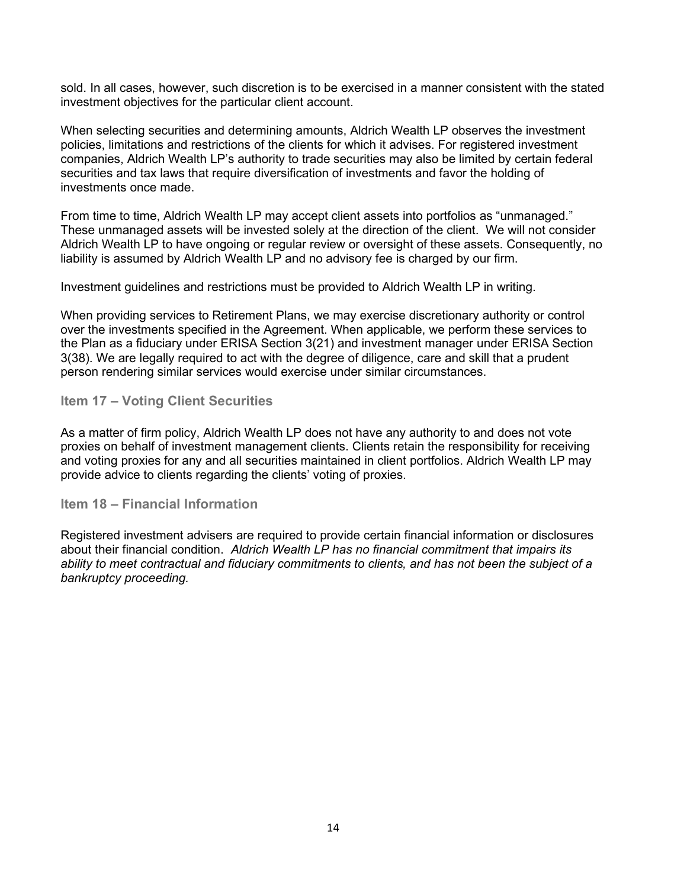sold. In all cases, however, such discretion is to be exercised in a manner consistent with the stated investment objectives for the particular client account.

When selecting securities and determining amounts, Aldrich Wealth LP observes the investment policies, limitations and restrictions of the clients for which it advises. For registered investment companies, Aldrich Wealth LP's authority to trade securities may also be limited by certain federal securities and tax laws that require diversification of investments and favor the holding of investments once made.

From time to time, Aldrich Wealth LP may accept client assets into portfolios as "unmanaged." These unmanaged assets will be invested solely at the direction of the client. We will not consider Aldrich Wealth LP to have ongoing or regular review or oversight of these assets. Consequently, no liability is assumed by Aldrich Wealth LP and no advisory fee is charged by our firm.

Investment guidelines and restrictions must be provided to Aldrich Wealth LP in writing.

When providing services to Retirement Plans, we may exercise discretionary authority or control over the investments specified in the Agreement. When applicable, we perform these services to the Plan as a fiduciary under ERISA Section 3(21) and investment manager under ERISA Section 3(38). We are legally required to act with the degree of diligence, care and skill that a prudent person rendering similar services would exercise under similar circumstances.

## Item 17 – Voting Client Securities

As a matter of firm policy, Aldrich Wealth LP does not have any authority to and does not vote proxies on behalf of investment management clients. Clients retain the responsibility for receiving and voting proxies for any and all securities maintained in client portfolios. Aldrich Wealth LP may provide advice to clients regarding the clients' voting of proxies.

## Item 18 – Financial Information

Registered investment advisers are required to provide certain financial information or disclosures about their financial condition. *Aldrich Wealth LP has no financial commitment that impairs its ability to meet contractual and fiduciary commitments to clients, and has not been the subject of a bankruptcy proceeding.*